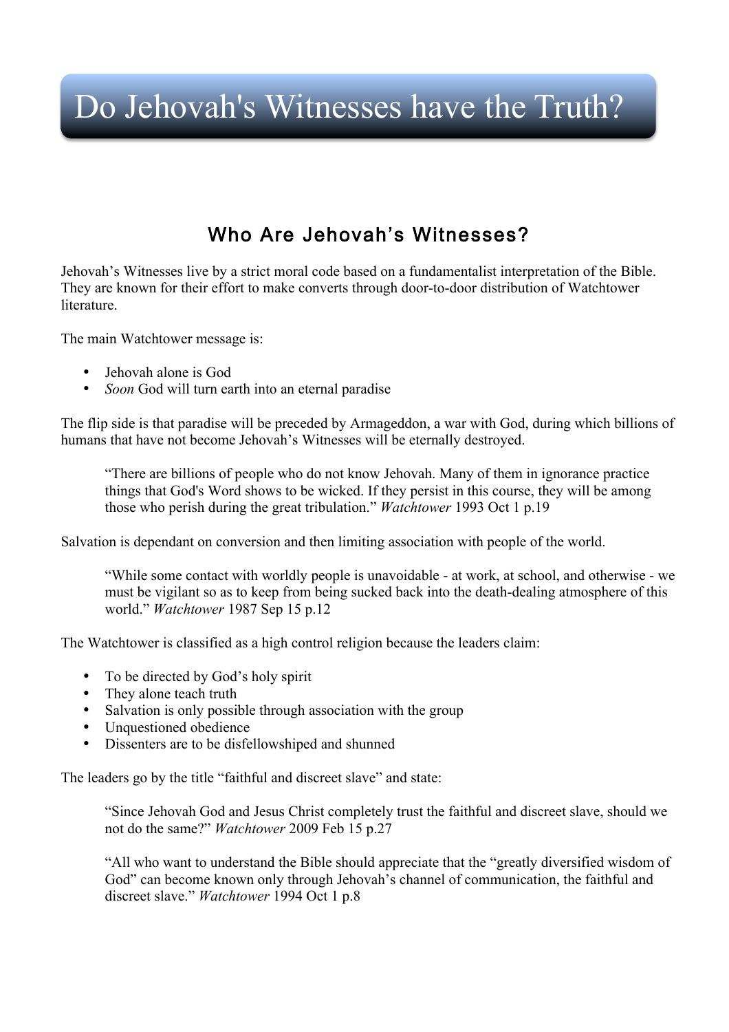# Do Jehovah's Witnesses have the Truth?

## Who Are Jehovah's Witnesses?

Jehovah's Witnesses live by a strict moral code based on a fundamentalist interpretation of the Bible. They are known for their effort to make converts through door-to-door distribution of Watchtower literature.

The main Watchtower message is:

- Jehovah alone is God
- *Soon* God will turn earth into an eternal paradise

The flip side is that paradise will be preceded by Armageddon, a war with God, during which billions of humans that have not become Jehovah's Witnesses will be eternally destroyed.

> "There are billions of people who do not know Jehovah. Many of them in ignorance practice things that God's Word shows to be wicked. If they persist in this course, they will be among those who perish during the great tribulation." *Watchtower* 1993 Oct 1 p.19

Salvation is dependant on conversion and then limiting association with people of the world.

> "While some contact with worldly people is unavoidable - at work, at school, and otherwise - we must be vigilant so as to keep from being sucked back into the death-dealing atmosphere of this world." *Watchtower* 1987 Sep 15 p.12

The Watchtower is classified as a high control religion because the leaders claim:

- To be directed by God's holy spirit
- They alone teach truth
- Salvation is only possible through association with the group
- Unquestioned obedience
- Dissenters are to be disfellowshiped and shunned

The leaders go by the title "faithful and discreet slave" and state:

> "Since Jehovah God and Jesus Christ completely trust the faithful and discreet slave, should we not do the same?" *Watchtower* 2009 Feb 15 p.27

> "All who want to understand the Bible should appreciate that the "greatly diversified wisdom of God" can become known only through Jehovah's channel of communication, the faithful and discreet slave." *Watchtower* 1994 Oct 1 p.8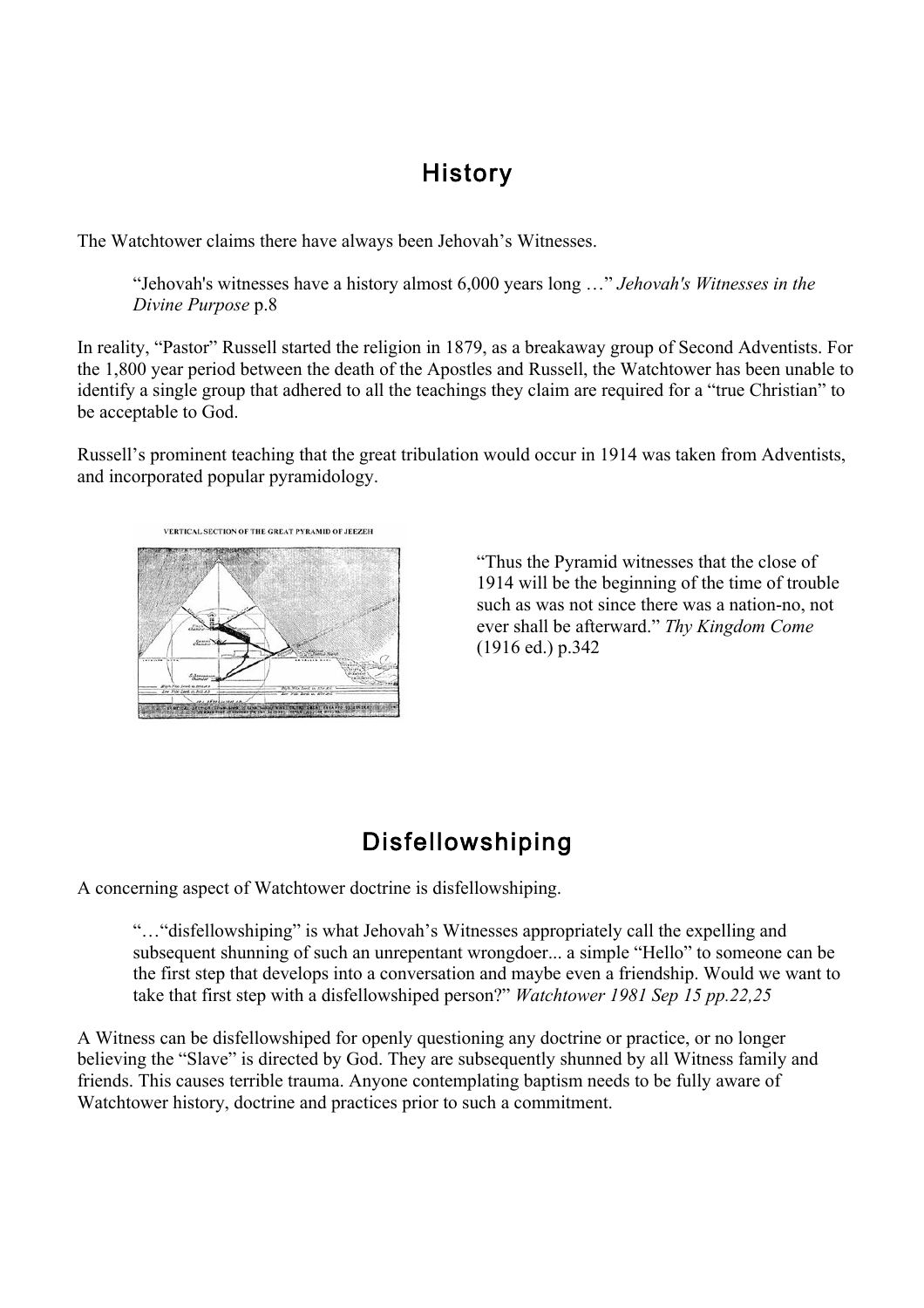## History

The Watchtower claims there have always been Jehovah's Witnesses.

> "Jehovah's witnesses have a history almost 6,000 years long …" *Jehovah's Witnesses in the Divine Purpose* p.8

In reality, "Pastor" Russell started the religion in 1879, as a breakaway group of Second Adventists. For the 1,800 year period between the death of the Apostles and Russell, the Watchtower has been unable to identify a single group that adhered to all the teachings they claim are required for a "true Christian" to be acceptable to God.

Russell's prominent teaching that the great tribulation would occur in 1914 was taken from Adventists, and incorporated popular pyramidology.

> "Thus the Pyramid witnesses that the close of 1914 will be the beginning of the time of trouble such as was not since there was a nation-no, not ever shall be afterward." *Thy Kingdom Come* (1916 ed.) p.342

## Disfellowshiping

A concerning aspect of Watchtower doctrine is disfellowshiping.

> "…"disfellowshiping" is what Jehovah's Witnesses appropriately call the expelling and subsequent shunning of such an unrepentant wrongdoer... a simple "Hello" to someone can be the first step that develops into a conversation and maybe even a friendship. Would we want to take that first step with a disfellowshiped person?" *Watchtower 1981 Sep 15 pp.22,25*

A Witness can be disfellowshiped for openly questioning any doctrine or practice, or no longer believing the "Slave" is directed by God. They are subsequently shunned by all Witness family and friends. This causes terrible trauma. Anyone contemplating baptism needs to be fully aware of Watchtower history, doctrine and practices prior to such a commitment.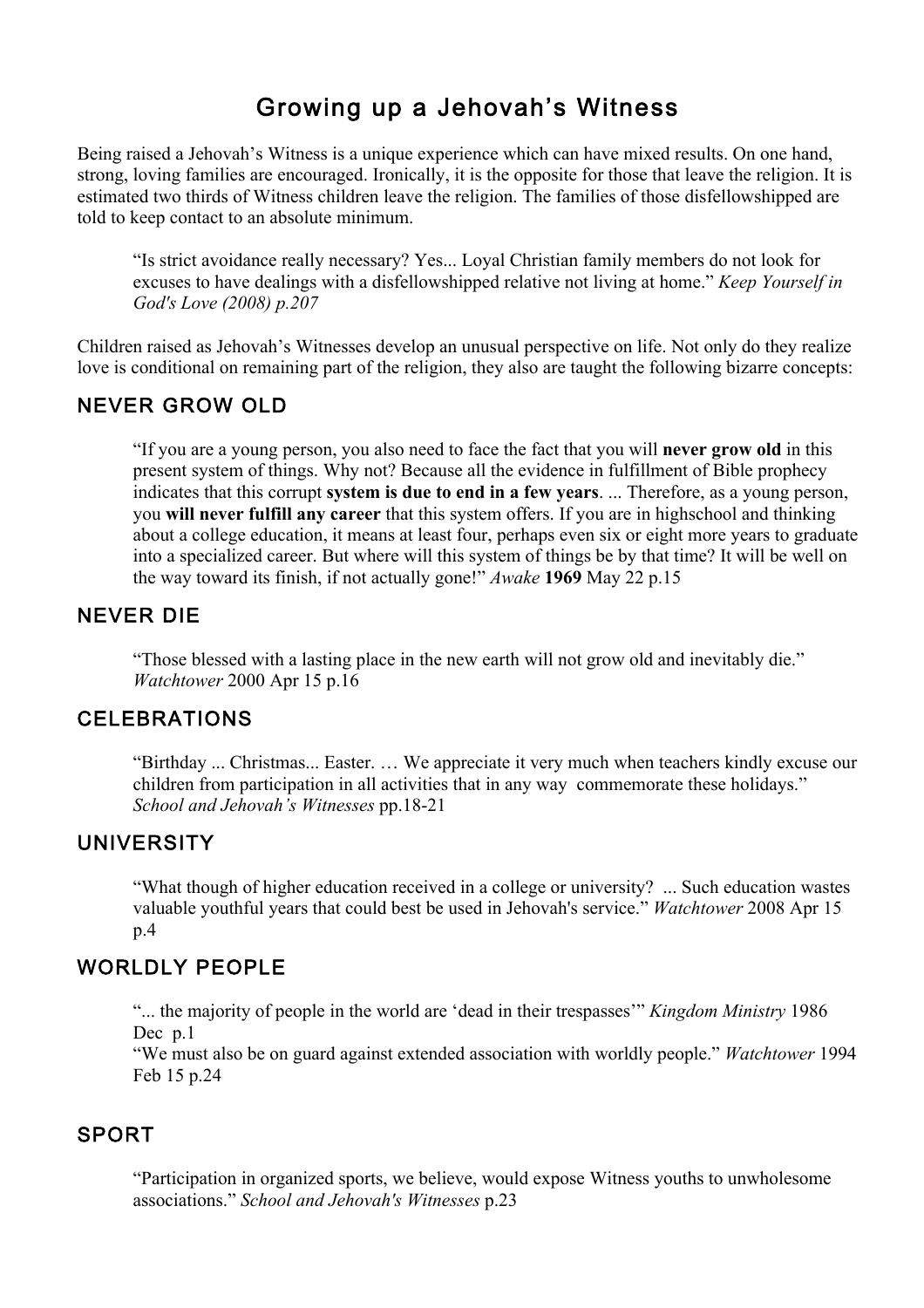# Growing up a Jehovah's Witness

Being raised a Jehovah's Witness is a unique experience which can have mixed results. On one hand, strong, loving families are encouraged. Ironically, it is the opposite for those that leave the religion. It is estimated two thirds of Witness children leave the religion. The families of those disfellowshipped are told to keep contact to an absolute minimum.

> "Is strict avoidance really necessary? Yes... Loyal Christian family members do not look for excuses to have dealings with a disfellowshipped relative not living at home." *Keep Yourself in God's Love (2008) p.207*

Children raised as Jehovah's Witnesses develop an unusual perspective on life. Not only do they realize love is conditional on remaining part of the religion, they also are taught the following bizarre concepts:

## NEVER GROW OLD

> "If you are a young person, you also need to face the fact that you will **never grow old** in this present system of things. Why not? Because all the evidence in fulfillment of Bible prophecy indicates that this corrupt **system is due to end in a few years**. ... Therefore, as a young person, you **will never fulfill any career** that this system offers. If you are in highschool and thinking about a college education, it means at least four, perhaps even six or eight more years to graduate into a specialized career. But where will this system of things be by that time? It will be well on the way toward its finish, if not actually gone!" *Awake* **1969** May 22 p.15

## NEVER DIE

> "Those blessed with a lasting place in the new earth will not grow old and inevitably die." *Watchtower* 2000 Apr 15 p.16

## CELEBRATIONS

> "Birthday ... Christmas... Easter. … We appreciate it very much when teachers kindly excuse our children from participation in all activities that in any way commemorate these holidays." *School and Jehovah's Witnesses* pp.18-21

## UNIVERSITY

> "What though of higher education received in a college or university? ... Such education wastes valuable youthful years that could best be used in Jehovah's service." *Watchtower* 2008 Apr 15 p.4

## WORLDLY PEOPLE

> "... the majority of people in the world are 'dead in their trespasses'" *Kingdom Ministry* 1986 Dec p.1
>
> "We must also be on guard against extended association with worldly people." *Watchtower* 1994 Feb 15 p.24

## SPORT

> "Participation in organized sports, we believe, would expose Witness youths to unwholesome associations." *School and Jehovah's Witnesses* p.23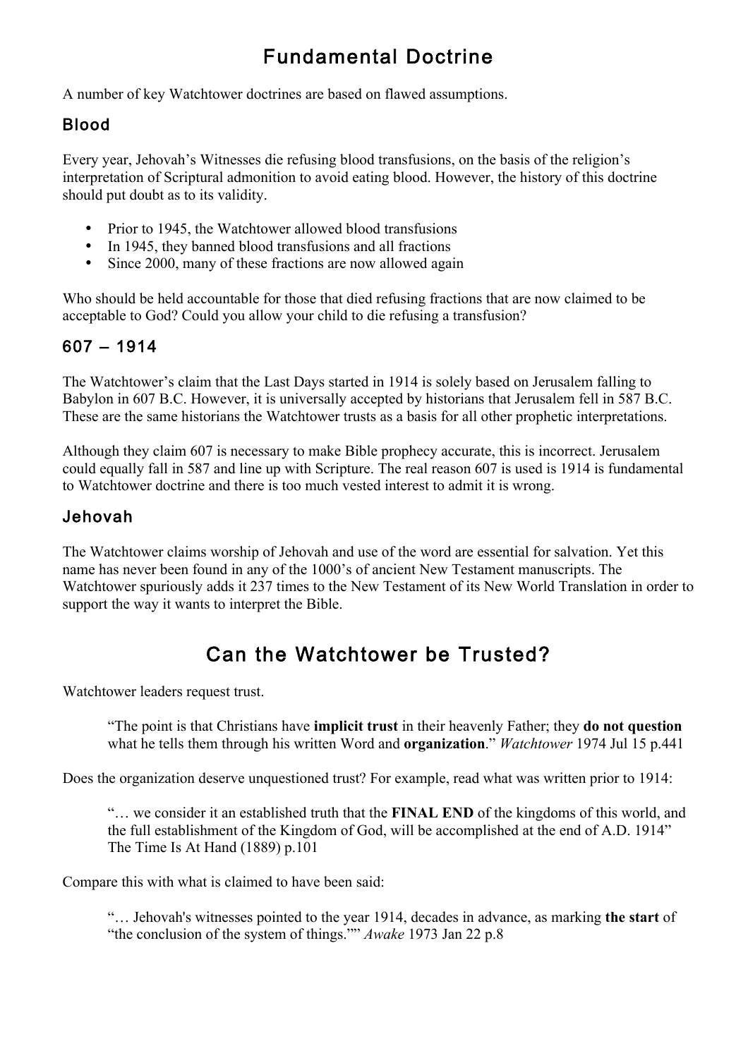# Fundamental Doctrine

A number of key Watchtower doctrines are based on flawed assumptions.

## Blood

Every year, Jehovah's Witnesses die refusing blood transfusions, on the basis of the religion's interpretation of Scriptural admonition to avoid eating blood. However, the history of this doctrine should put doubt as to its validity.

- Prior to 1945, the Watchtower allowed blood transfusions
- In 1945, they banned blood transfusions and all fractions
- Since 2000, many of these fractions are now allowed again

Who should be held accountable for those that died refusing fractions that are now claimed to be acceptable to God? Could you allow your child to die refusing a transfusion?

## 607 – 1914

The Watchtower's claim that the Last Days started in 1914 is solely based on Jerusalem falling to Babylon in 607 B.C. However, it is universally accepted by historians that Jerusalem fell in 587 B.C. These are the same historians the Watchtower trusts as a basis for all other prophetic interpretations.

Although they claim 607 is necessary to make Bible prophecy accurate, this is incorrect. Jerusalem could equally fall in 587 and line up with Scripture. The real reason 607 is used is 1914 is fundamental to Watchtower doctrine and there is too much vested interest to admit it is wrong.

## Jehovah

The Watchtower claims worship of Jehovah and use of the word are essential for salvation. Yet this name has never been found in any of the 1000's of ancient New Testament manuscripts. The Watchtower spuriously adds it 237 times to the New Testament of its New World Translation in order to support the way it wants to interpret the Bible.

# Can the Watchtower be Trusted?

Watchtower leaders request trust.

> "The point is that Christians have **implicit trust** in their heavenly Father; they **do not question** what he tells them through his written Word and **organization**." *Watchtower* 1974 Jul 15 p.441

Does the organization deserve unquestioned trust? For example, read what was written prior to 1914:

> "… we consider it an established truth that the **FINAL END** of the kingdoms of this world, and the full establishment of the Kingdom of God, will be accomplished at the end of A.D. 1914" The Time Is At Hand (1889) p.101

Compare this with what is claimed to have been said:

> "… Jehovah's witnesses pointed to the year 1914, decades in advance, as marking **the start** of "the conclusion of the system of things."" *Awake* 1973 Jan 22 p.8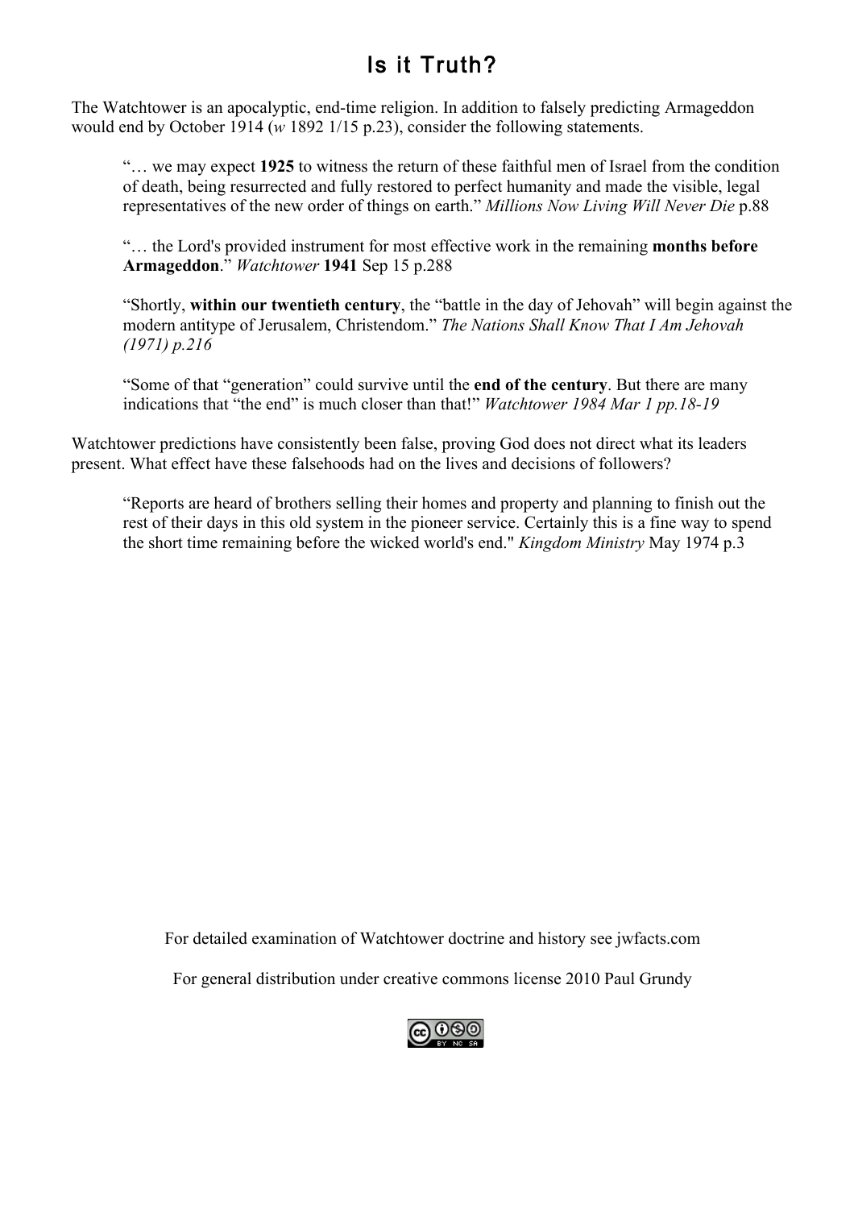# Is it Truth?

The Watchtower is an apocalyptic, end-time religion. In addition to falsely predicting Armageddon would end by October 1914 (*w* 1892 1/15 p.23), consider the following statements.

> "… we may expect **1925** to witness the return of these faithful men of Israel from the condition of death, being resurrected and fully restored to perfect humanity and made the visible, legal representatives of the new order of things on earth." *Millions Now Living Will Never Die* p.88

> "… the Lord's provided instrument for most effective work in the remaining **months before Armageddon**." *Watchtower* **1941** Sep 15 p.288

> "Shortly, **within our twentieth century**, the "battle in the day of Jehovah" will begin against the modern antitype of Jerusalem, Christendom." *The Nations Shall Know That I Am Jehovah (1971) p.216*

> "Some of that "generation" could survive until the **end of the century**. But there are many indications that "the end" is much closer than that!" *Watchtower 1984 Mar 1 pp.18-19*

Watchtower predictions have consistently been false, proving God does not direct what its leaders present. What effect have these falsehoods had on the lives and decisions of followers?

> "Reports are heard of brothers selling their homes and property and planning to finish out the rest of their days in this old system in the pioneer service. Certainly this is a fine way to spend the short time remaining before the wicked world's end." *Kingdom Ministry* May 1974 p.3

For detailed examination of Watchtower doctrine and history see jwfacts.com

For general distribution under creative commons license 2010 Paul Grundy